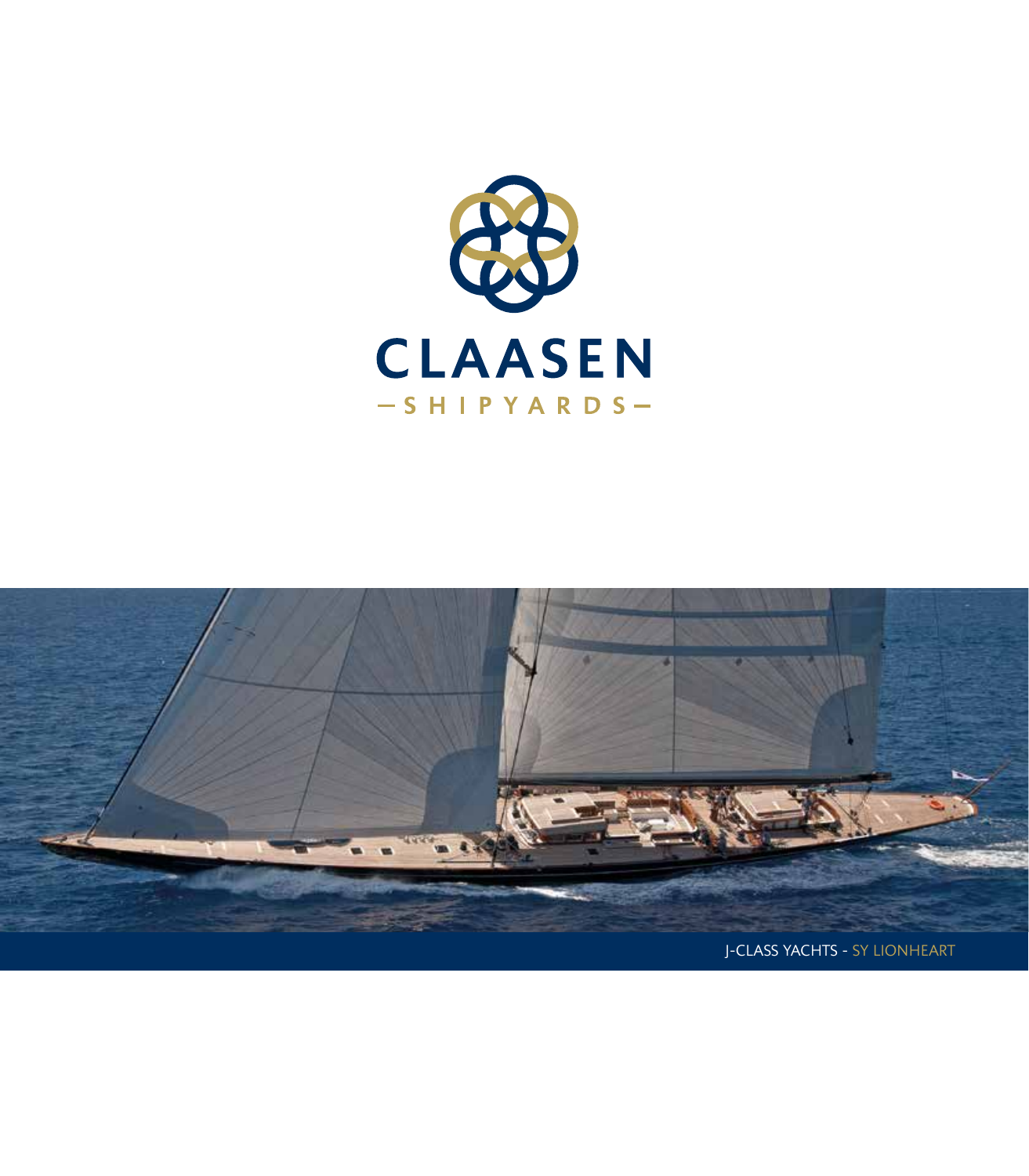# CLAASEN

— SHIPYARDS —

J-CLASS YACHTS - SY LIONHEART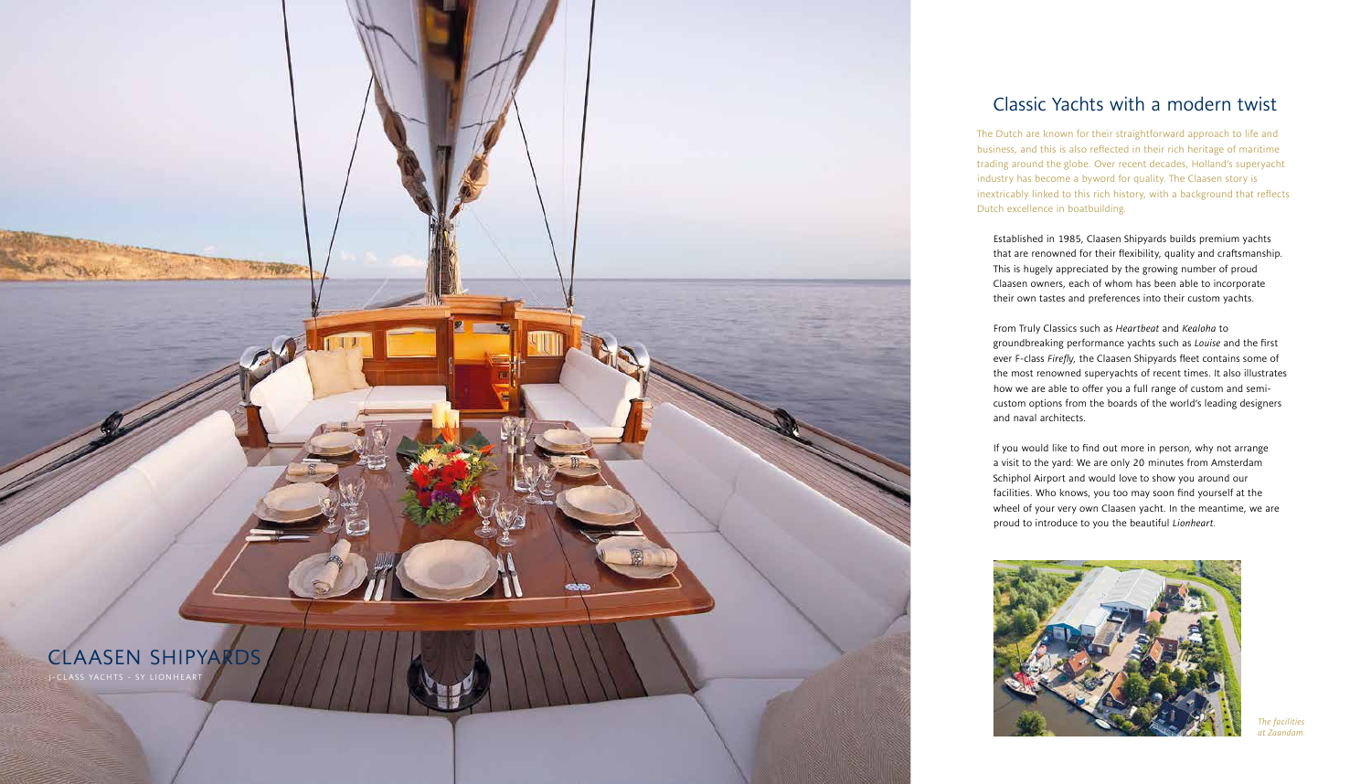CLAASEN SHIPYARDS

J-CLASS YACHTS - SY LIONHEART

## Classic Yachts with a modern twist

The Dutch are known for their straightforward approach to life and business, and this is also reflected in their rich heritage of maritime trading around the globe. Over recent decades, Holland's superyacht industry has become a byword for quality. The Claasen story is inextricably linked to this rich history, with a background that reflects Dutch excellence in boatbuilding.

Established in 1985, Claasen Shipyards builds premium yachts that are renowned for their flexibility, quality and craftsmanship. This is hugely appreciated by the growing number of proud Claasen owners, each of whom has been able to incorporate their own tastes and preferences into their custom yachts.

From Truly Classics such as *Heartbeat* and *Kealoha* to groundbreaking performance yachts such as *Louise* and the first ever F-class *Firefly*, the Claasen Shipyards fleet contains some of the most renowned superyachts of recent times. It also illustrates how we are able to offer you a full range of custom and semi-custom options from the boards of the world's leading designers and naval architects.

If you would like to find out more in person, why not arrange a visit to the yard: We are only 20 minutes from Amsterdam Schiphol Airport and would love to show you around our facilities. Who knows, you too may soon find yourself at the wheel of your very own Claasen yacht. In the meantime, we are proud to introduce to you the beautiful *Lionheart*.

*The facilities at Zaandam.*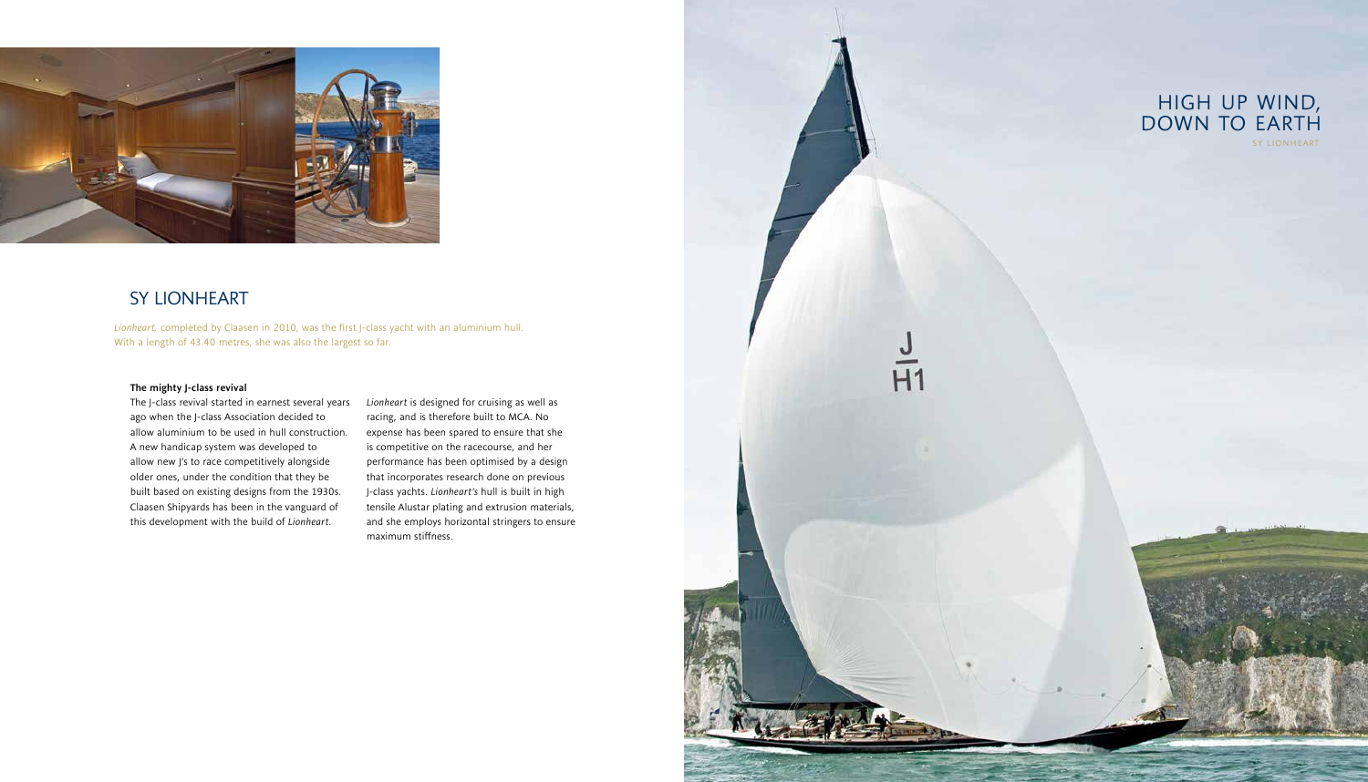# HIGH UP WIND, DOWN TO EARTH

SY LIONHEART

## SY LIONHEART

*Lionheart,* completed by Claasen in 2010, was the first J-class yacht with an aluminium hull. With a length of 43.40 metres, she was also the largest so far.

**The mighty J-class revival**

The J-class revival started in earnest several years ago when the J-class Association decided to allow aluminium to be used in hull construction. A new handicap system was developed to allow new J's to race competitively alongside older ones, under the condition that they be built based on existing designs from the 1930s. Claasen Shipyards has been in the vanguard of this development with the build of *Lionheart*.

*Lionheart* is designed for cruising as well as racing, and is therefore built to MCA. No expense has been spared to ensure that she is competitive on the racecourse, and her performance has been optimised by a design that incorporates research done on previous J-class yachts. *Lionheart's* hull is built in high tensile Alustar plating and extrusion materials, and she employs horizontal stringers to ensure maximum stiffness.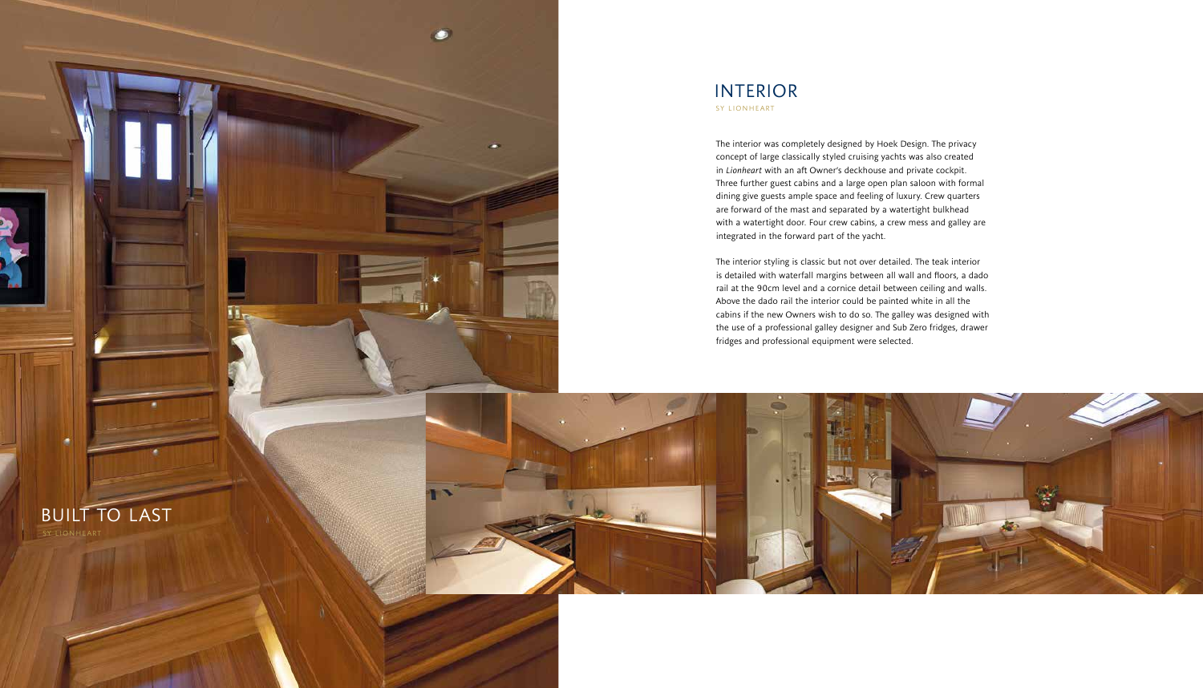# INTERIOR

SY LIONHEART

The interior was completely designed by Hoek Design. The privacy concept of large classically styled cruising yachts was also created in *Lionheart* with an aft Owner's deckhouse and private cockpit. Three further guest cabins and a large open plan saloon with formal dining give guests ample space and feeling of luxury. Crew quarters are forward of the mast and separated by a watertight bulkhead with a watertight door. Four crew cabins, a crew mess and galley are integrated in the forward part of the yacht.

The interior styling is classic but not over detailed. The teak interior is detailed with waterfall margins between all wall and floors, a dado rail at the 90cm level and a cornice detail between ceiling and walls. Above the dado rail the interior could be painted white in all the cabins if the new Owners wish to do so. The galley was designed with the use of a professional galley designer and Sub Zero fridges, drawer fridges and professional equipment were selected.

# BUILT TO LAST

SY LIONHEART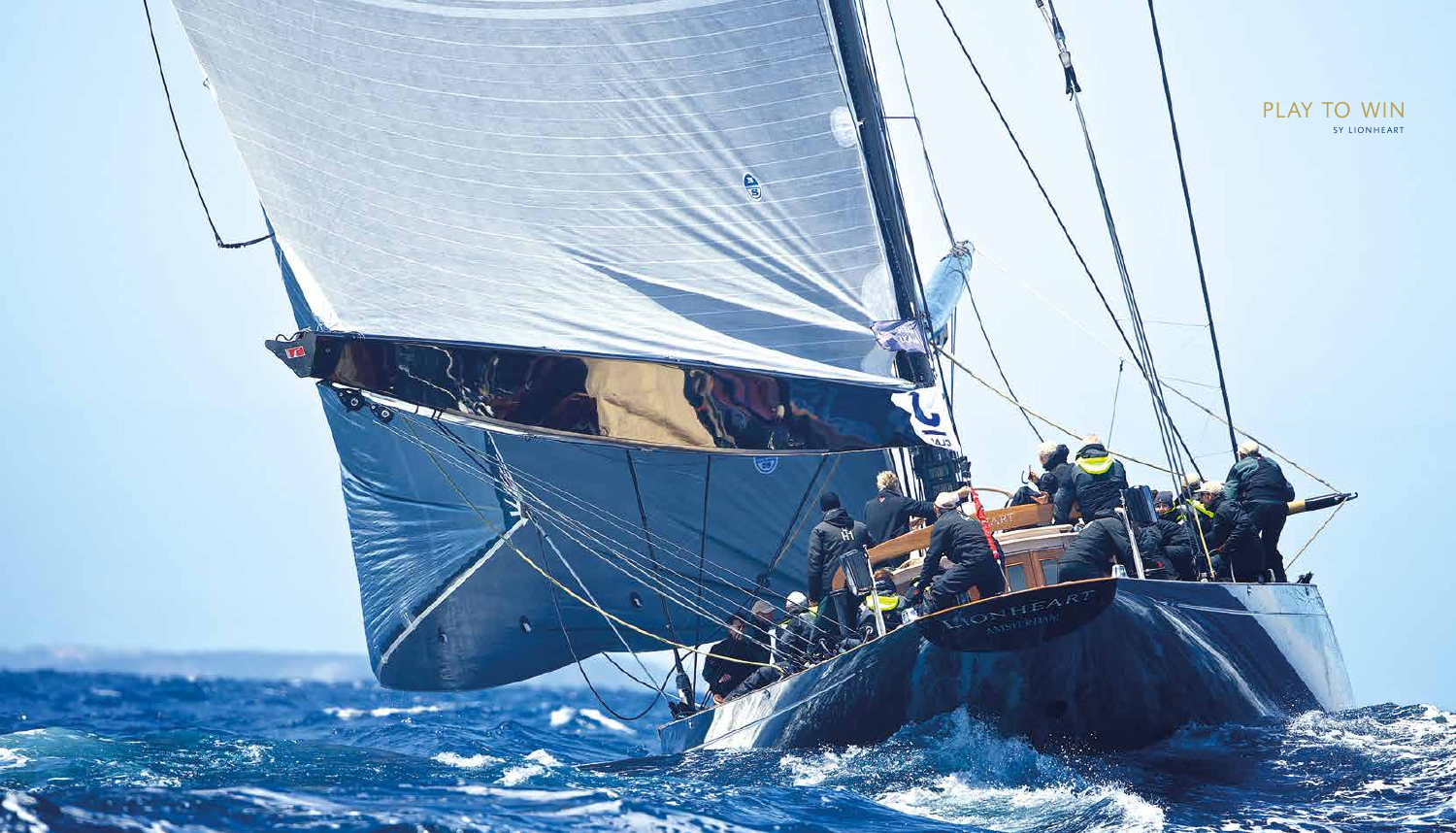PLAY TO WIN

SY LIONHEART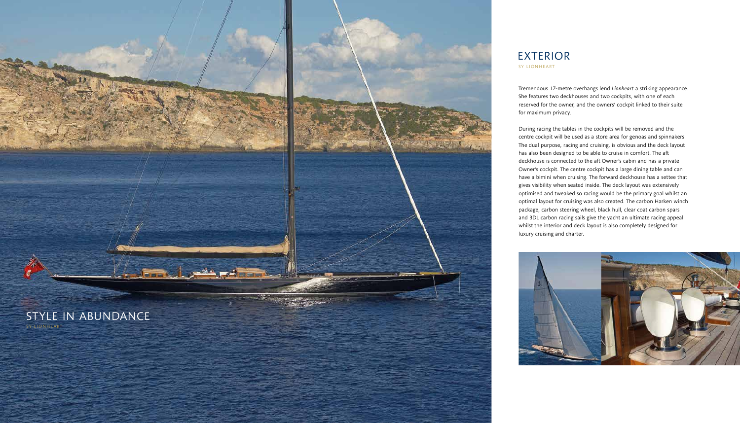## STYLE IN ABUNDANCE

SY LIONHEART

# EXTERIOR

SY LIONHEART

Tremendous 17-metre overhangs lend *Lionheart* a striking appearance. She features two deckhouses and two cockpits, with one of each reserved for the owner, and the owners' cockpit linked to their suite for maximum privacy.

During racing the tables in the cockpits will be removed and the centre cockpit will be used as a store area for genoas and spinnakers. The dual purpose, racing and cruising, is obvious and the deck layout has also been designed to be able to cruise in comfort. The aft deckhouse is connected to the aft Owner's cabin and has a private Owner's cockpit. The centre cockpit has a large dining table and can have a bimini when cruising. The forward deckhouse has a settee that gives visibility when seated inside. The deck layout was extensively optimised and tweaked so racing would be the primary goal whilst an optimal layout for cruising was also created. The carbon Harken winch package, carbon steering wheel, black hull, clear coat carbon spars and 3DL carbon racing sails give the yacht an ultimate racing appeal whilst the interior and deck layout is also completely designed for luxury cruising and charter.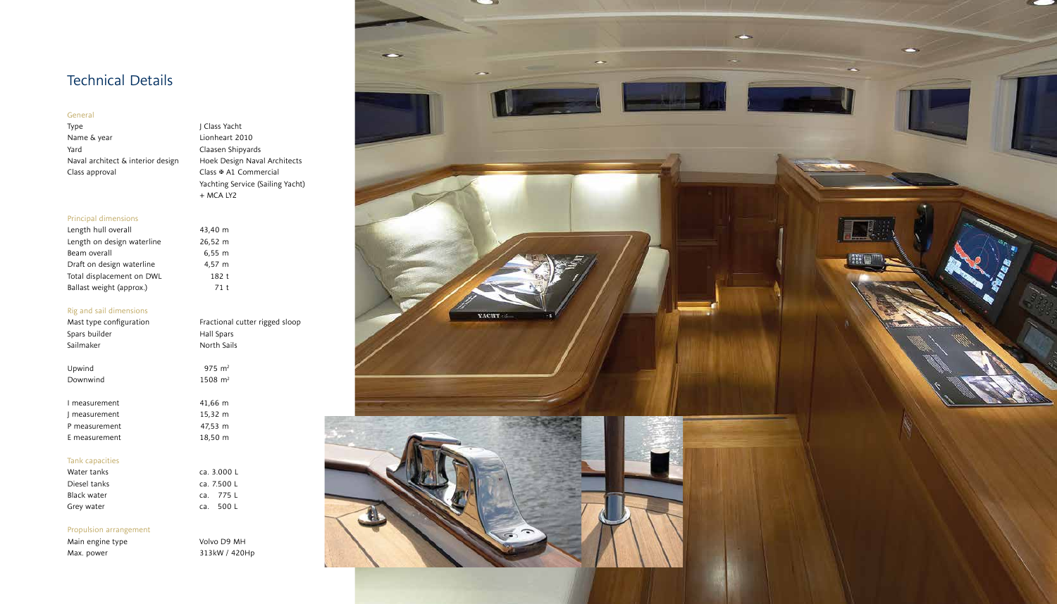# Technical Details

## General

| | |
|---|---|
| Type | J Class Yacht |
| Name & year | Lionheart 2010 |
| Yard | Claasen Shipyards |
| Naval architect & interior design | Hoek Design Naval Architects |
| Class approval | Class ✠ A1 Commercial Yachting Service (Sailing Yacht) + MCA LY2 |

## Principal dimensions

| | |
|---|---|
| Length hull overall | 43,40 m |
| Length on design waterline | 26,52 m |
| Beam overall | 6,55 m |
| Draft on design waterline | 4,57 m |
| Total displacement on DWL | 182 t |
| Ballast weight (approx.) | 71 t |

## Rig and sail dimensions

| | |
|---|---|
| Mast type configuration | Fractional cutter rigged sloop |
| Spars builder | Hall Spars |
| Sailmaker | North Sails |
| Upwind | 975 m² |
| Downwind | 1508 m² |
| I measurement | 41,66 m |
| J measurement | 15,32 m |
| P measurement | 47,53 m |
| E measurement | 18,50 m |

## Tank capacities

| | |
|---|---|
| Water tanks | ca. 3.000 L |
| Diesel tanks | ca. 7.500 L |
| Black water | ca. 775 L |
| Grey water | ca. 500 L |

## Propulsion arrangement

| | |
|---|---|
| Main engine type | Volvo D9 MH |
| Max. power | 313kW / 420Hp |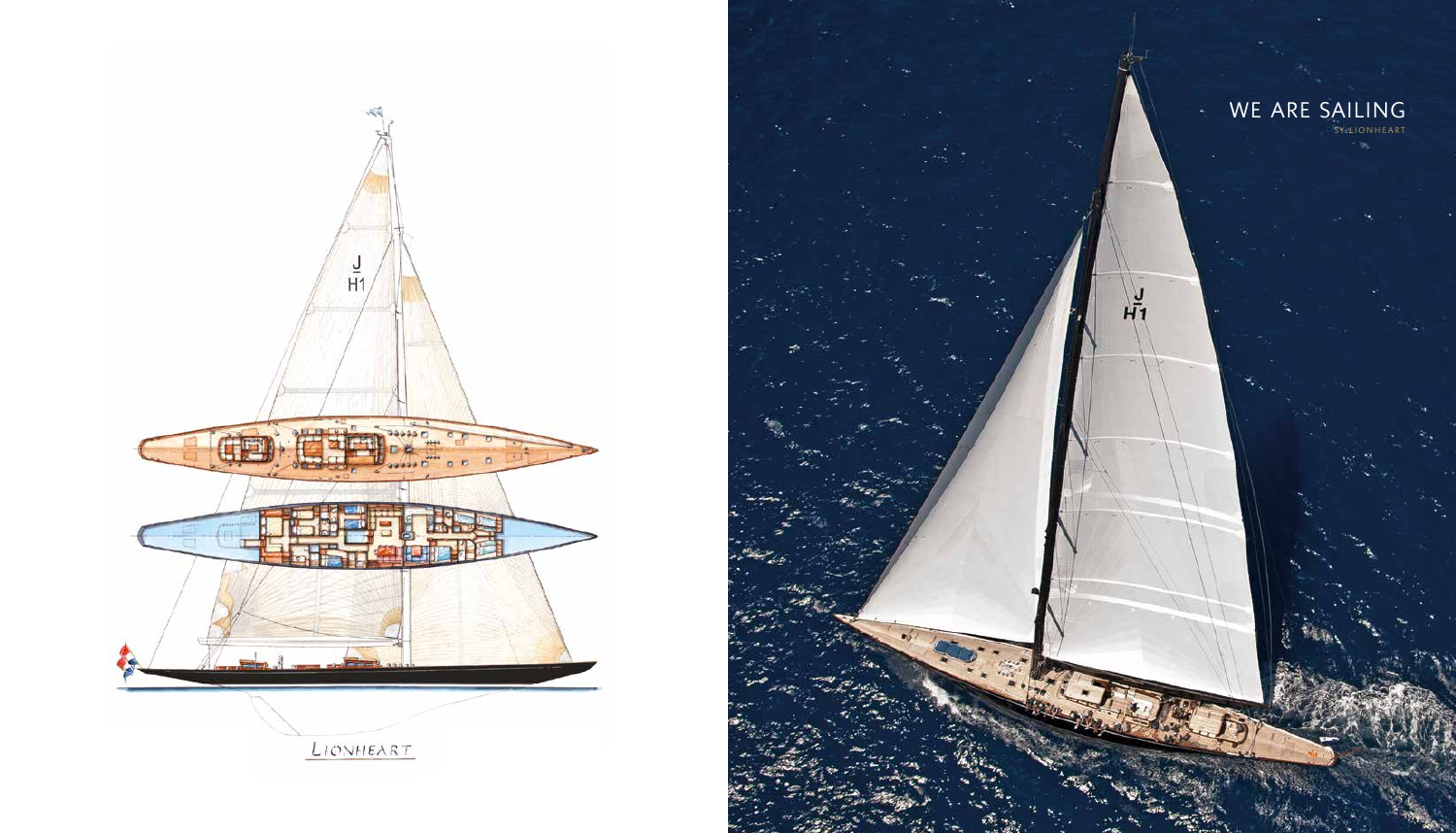LIONHEART

## WE ARE SAILING

SY LIONHEART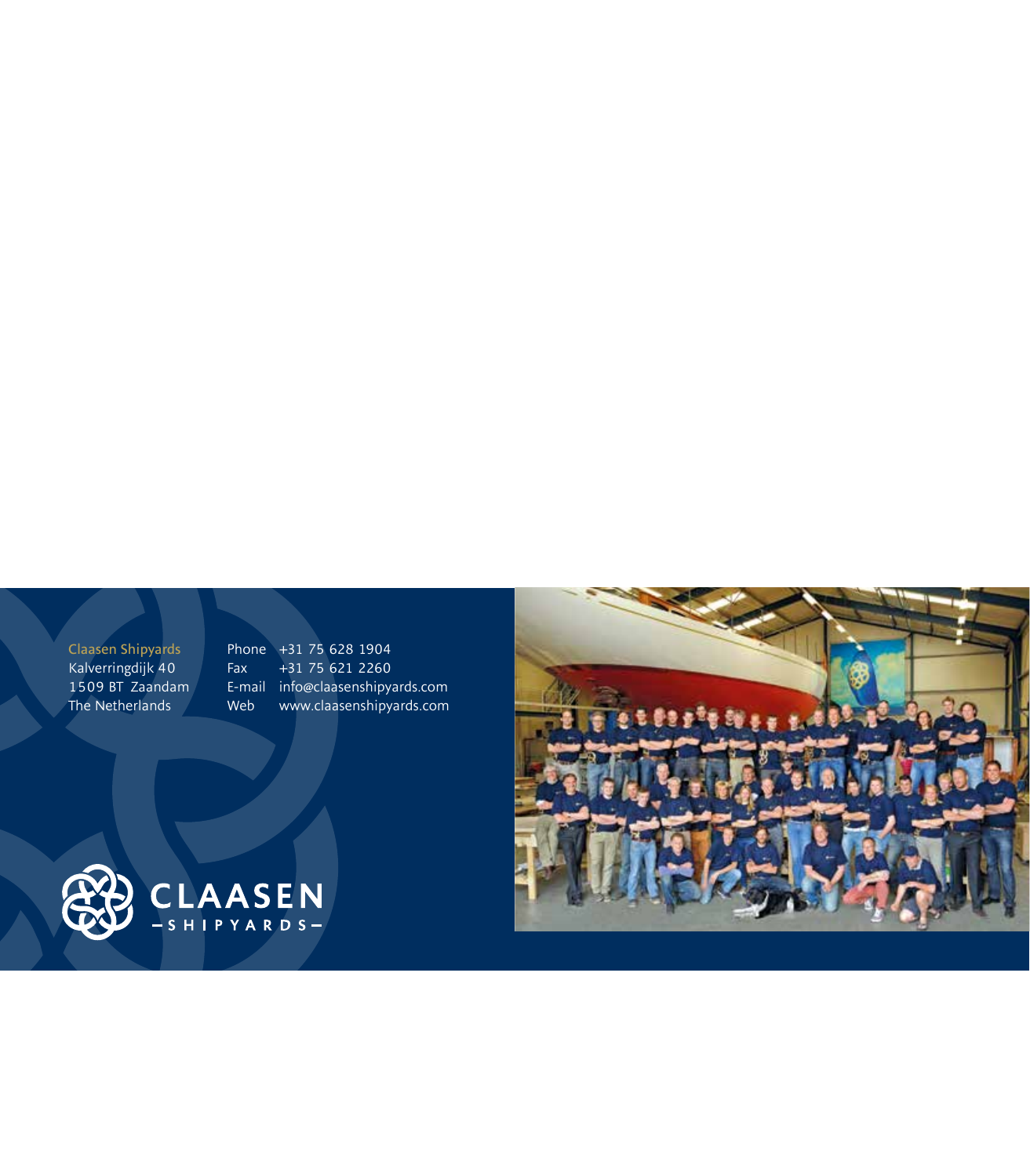Claasen Shipyards
Kalverringdijk 40
1509 BT Zaandam
The Netherlands

Phone +31 75 628 1904
Fax +31 75 621 2260
E-mail info@claasenshipyards.com
Web www.claasenshipyards.com

CLAASEN
–SHIPYARDS–